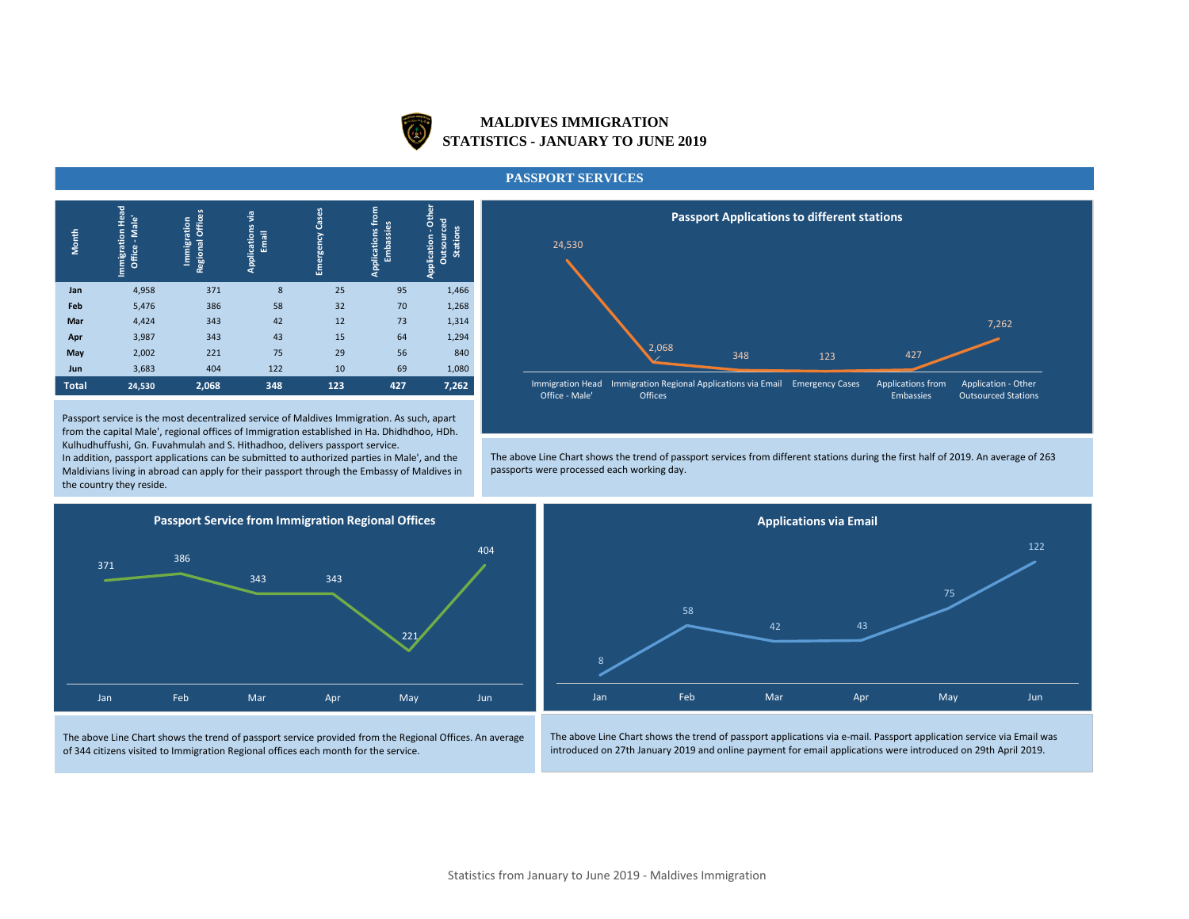# MALDIVES IMMIGRATION
## STATISTICS - JANUARY TO JUNE 2019

## PASSPORT SERVICES

| Month | Immigration Head Office - Male' | Immigration Regional Offices | Applications via Email | Emergency Cases | Applications from Embassies | Application - Other Outsourced Stations |
|---|---|---|---|---|---|---|
| Jan | 4,958 | 371 | 8 | 25 | 95 | 1,466 |
| Feb | 5,476 | 386 | 58 | 32 | 70 | 1,268 |
| Mar | 4,424 | 343 | 42 | 12 | 73 | 1,314 |
| Apr | 3,987 | 343 | 43 | 15 | 64 | 1,294 |
| May | 2,002 | 221 | 75 | 29 | 56 | 840 |
| Jun | 3,683 | 404 | 122 | 10 | 69 | 1,080 |
| **Total** | **24,530** | **2,068** | **348** | **123** | **427** | **7,262** |

Passport service is the most decentralized service of Maldives Immigration. As such, apart from the capital Male', regional offices of Immigration established in Ha. Dhidhdhoo, HDh. Kulhudhuffushi, Gn. Fuvahmulah and S. Hithadhoo, delivers passport service.
In addition, passport applications can be submitted to authorized parties in Male', and the Maldivians living in abroad can apply for their passport through the Embassy of Maldives in the country they reside.

**Passport Applications to different stations**

| Station | Applications |
|---|---|
| Immigration Head Office - Male' | 24,530 |
| Immigration Regional Offices | 2,068 |
| Applications via Email | 348 |
| Emergency Cases | 123 |
| Applications from Embassies | 427 |
| Application - Other Outsourced Stations | 7,262 |

The above Line Chart shows the trend of passport services from different stations during the first half of 2019. An average of 263 passports were processed each working day.

**Passport Service from Immigration Regional Offices**

| Jan | Feb | Mar | Apr | May | Jun |
|---|---|---|---|---|---|
| 371 | 386 | 343 | 343 | 221 | 404 |

The above Line Chart shows the trend of passport service provided from the Regional Offices. An average of 344 citizens visited to Immigration Regional offices each month for the service.

**Applications via Email**

| Jan | Feb | Mar | Apr | May | Jun |
|---|---|---|---|---|---|
| 8 | 58 | 42 | 43 | 75 | 122 |

The above Line Chart shows the trend of passport applications via e-mail. Passport application service via Email was introduced on 27th January 2019 and online payment for email applications were introduced on 29th April 2019.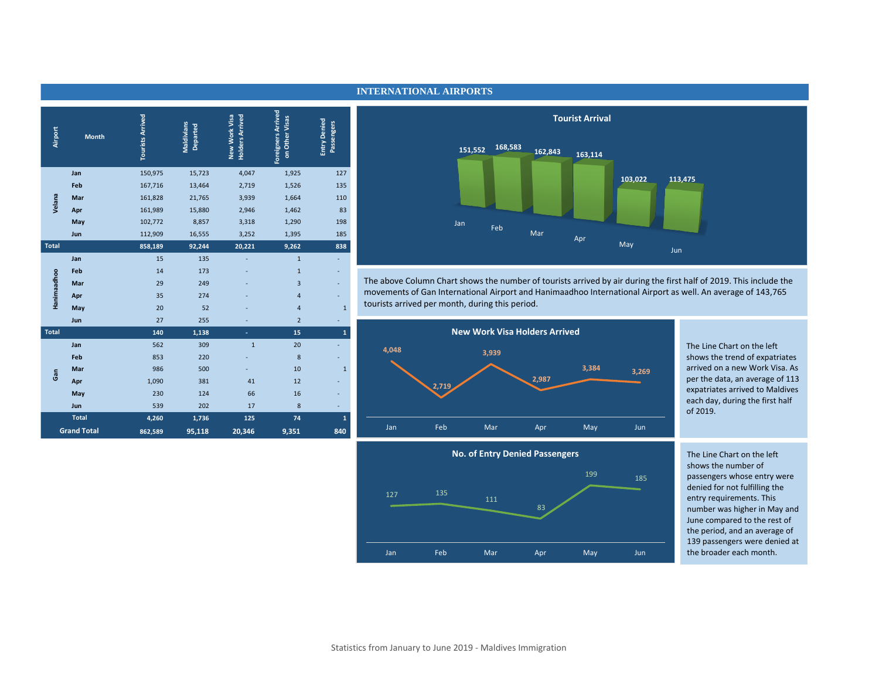## INTERNATIONAL AIRPORTS

| Airport | Month | Tourists Arrived | Maldivians Departed | New Work Visa Holders Arrived | Foreigners Arrived on Other Visas | Entry Denied Passengers |
|---|---|---|---|---|---|---|
| Velana | Jan | 150,975 | 15,723 | 4,047 | 1,925 | 127 |
| | Feb | 167,716 | 13,464 | 2,719 | 1,526 | 135 |
| | Mar | 161,828 | 21,765 | 3,939 | 1,664 | 110 |
| | Apr | 161,989 | 15,880 | 2,946 | 1,462 | 83 |
| | May | 102,772 | 8,857 | 3,318 | 1,290 | 198 |
| | Jun | 112,909 | 16,555 | 3,252 | 1,395 | 185 |
| **Total** | | **858,189** | **92,244** | **20,221** | **9,262** | **838** |
| Hanimaadhoo | Jan | 15 | 135 | - | 1 | - |
| | Feb | 14 | 173 | - | 1 | - |
| | Mar | 29 | 249 | - | 3 | - |
| | Apr | 35 | 274 | - | 4 | - |
| | May | 20 | 52 | - | 4 | 1 |
| | Jun | 27 | 255 | - | 2 | - |
| **Total** | | **140** | **1,138** | **-** | **15** | **1** |
| Gan | Jan | 562 | 309 | 1 | 20 | - |
| | Feb | 853 | 220 | - | 8 | - |
| | Mar | 986 | 500 | - | 10 | 1 |
| | Apr | 1,090 | 381 | 41 | 12 | - |
| | May | 230 | 124 | 66 | 16 | - |
| | Jun | 539 | 202 | 17 | 8 | - |
| **Total** | | **4,260** | **1,736** | **125** | **74** | **1** |
| **Grand Total** | | **862,589** | **95,118** | **20,346** | **9,351** | **840** |

**Tourist Arrival**

| Jan | Feb | Mar | Apr | May | Jun |
|---|---|---|---|---|---|
| 151,552 | 168,583 | 162,843 | 163,114 | 103,022 | 113,475 |

The above Column Chart shows the number of tourists arrived by air during the first half of 2019. This include the movements of Gan International Airport and Hanimaadhoo International Airport as well. An average of 143,765 tourists arrived per month, during this period.

**New Work Visa Holders Arrived**

| Jan | Feb | Mar | Apr | May | Jun |
|---|---|---|---|---|---|
| 4,048 | 2,719 | 3,939 | 2,987 | 3,384 | 3,269 |

The Line Chart on the left shows the trend of expatriates arrived on a new Work Visa. As per the data, an average of 113 expatriates arrived to Maldives each day, during the first half of 2019.

**No. of Entry Denied Passengers**

| Jan | Feb | Mar | Apr | May | Jun |
|---|---|---|---|---|---|
| 127 | 135 | 111 | 83 | 199 | 185 |

The Line Chart on the left shows the number of passengers whose entry were denied for not fulfilling the entry requirements. This number was higher in May and June compared to the rest of the period, and an average of 139 passengers were denied at the broader each month.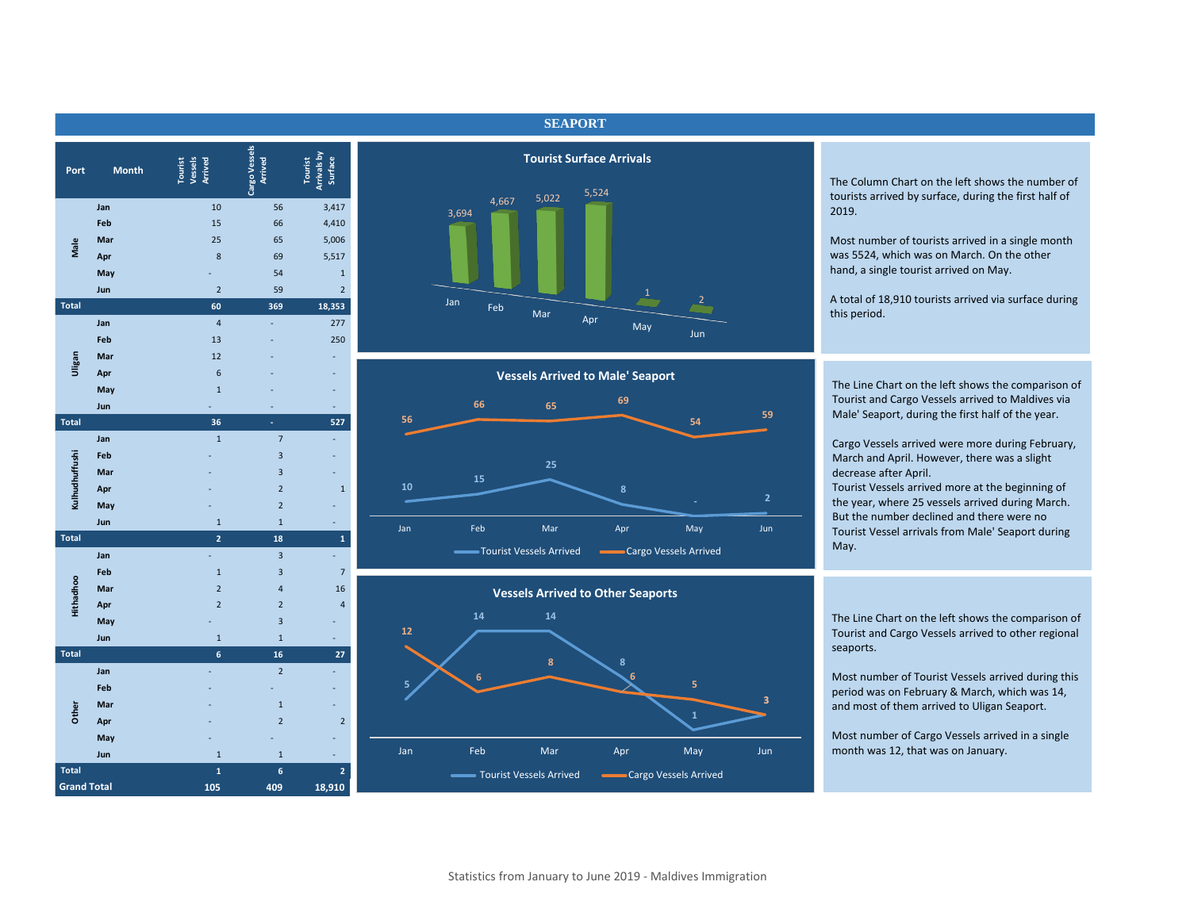## SEAPORT

| Port | Month | Tourist Vessels Arrived | Cargo Vessels Arrived | Tourist Arrivals by Surface |
|---|---|---|---|---|
| Male | Jan | 10 | 56 | 3,417 |
| | Feb | 15 | 66 | 4,410 |
| | Mar | 25 | 65 | 5,006 |
| | Apr | 8 | 69 | 5,517 |
| | May | - | 54 | 1 |
| | Jun | 2 | 59 | 2 |
| **Total** | | **60** | **369** | **18,353** |
| Uligan | Jan | 4 | - | 277 |
| | Feb | 13 | - | 250 |
| | Mar | 12 | - | - |
| | Apr | 6 | - | - |
| | May | 1 | - | - |
| | Jun | - | - | - |
| **Total** | | **36** | **-** | **527** |
| Kulhudhuffushi | Jan | 1 | 7 | - |
| | Feb | - | 3 | - |
| | Mar | - | 3 | - |
| | Apr | - | 2 | 1 |
| | May | - | 2 | - |
| | Jun | 1 | 1 | - |
| **Total** | | **2** | **18** | **1** |
| Hithadhoo | Jan | - | 3 | - |
| | Feb | 1 | 3 | 7 |
| | Mar | 2 | 4 | 16 |
| | Apr | 2 | 2 | 4 |
| | May | - | 3 | - |
| | Jun | 1 | 1 | - |
| **Total** | | **6** | **16** | **27** |
| Other | Jan | - | 2 | - |
| | Feb | - | - | - |
| | Mar | - | 1 | - |
| | Apr | - | 2 | 2 |
| | May | - | - | - |
| | Jun | 1 | 1 | - |
| **Total** | | **1** | **6** | **2** |
| **Grand Total** | | **105** | **409** | **18,910** |

### Tourist Surface Arrivals

| Month | Jan | Feb | Mar | Apr | May | Jun |
|---|---|---|---|---|---|---|
| Tourist Surface Arrivals | 3,694 | 4,667 | 5,022 | 5,524 | 1 | 2 |

The Column Chart on the left shows the number of tourists arrived by surface, during the first half of 2019.

Most number of tourists arrived in a single month was 5524, which was on March. On the other hand, a single tourist arrived on May.

A total of 18,910 tourists arrived via surface during this period.

### Vessels Arrived to Male' Seaport

| Month | Jan | Feb | Mar | Apr | May | Jun |
|---|---|---|---|---|---|---|
| Tourist Vessels Arrived | 10 | 15 | 25 | 8 | - | 2 |
| Cargo Vessels Arrived | 56 | 66 | 65 | 69 | 54 | 59 |

The Line Chart on the left shows the comparison of Tourist and Cargo Vessels arrived to Maldives via Male' Seaport, during the first half of the year.

Cargo Vessels arrived were more during February, March and April. However, there was a slight decrease after April.
Tourist Vessels arrived more at the beginning of the year, where 25 vessels arrived during March. But the number declined and there were no Tourist Vessel arrivals from Male' Seaport during May.

### Vessels Arrived to Other Seaports

| Month | Jan | Feb | Mar | Apr | May | Jun |
|---|---|---|---|---|---|---|
| Tourist Vessels Arrived | 5 | 14 | 14 | 8 | 1 | 3 |
| Cargo Vessels Arrived | 12 | 6 | 8 | 6 | 5 | 3 |

The Line Chart on the left shows the comparison of Tourist and Cargo Vessels arrived to other regional seaports.

Most number of Tourist Vessels arrived during this period was on February & March, which was 14, and most of them arrived to Uligan Seaport.

Most number of Cargo Vessels arrived in a single month was 12, that was on January.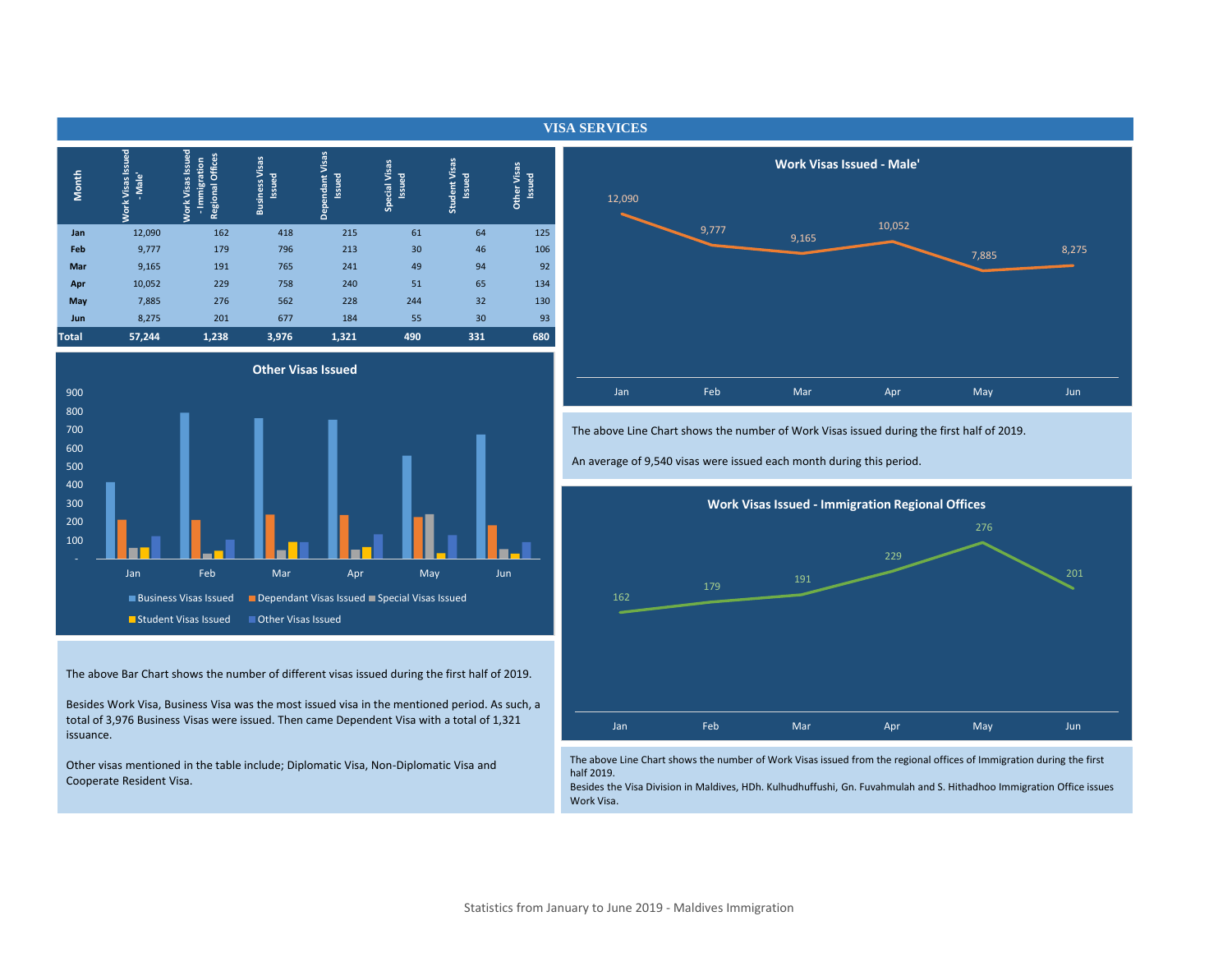# VISA SERVICES

| Month | Work Visas Issued - Male' | Work Visas Issued - Immigration Regional Offices | Business Visas Issued | Dependant Visas Issued | Special Visas Issued | Student Visas Issued | Other Visas Issued |
|---|---|---|---|---|---|---|---|
| Jan | 12,090 | 162 | 418 | 215 | 61 | 64 | 125 |
| Feb | 9,777 | 179 | 796 | 213 | 30 | 46 | 106 |
| Mar | 9,165 | 191 | 765 | 241 | 49 | 94 | 92 |
| Apr | 10,052 | 229 | 758 | 240 | 51 | 65 | 134 |
| May | 7,885 | 276 | 562 | 228 | 244 | 32 | 130 |
| Jun | 8,275 | 201 | 677 | 184 | 55 | 30 | 93 |
| **Total** | **57,244** | **1,238** | **3,976** | **1,321** | **490** | **331** | **680** |

**Other Visas Issued**

The above Bar Chart shows the number of different visas issued during the first half of 2019.

Besides Work Visa, Business Visa was the most issued visa in the mentioned period. As such, a total of 3,976 Business Visas were issued. Then came Dependent Visa with a total of 1,321 issuance.

Other visas mentioned in the table include; Diplomatic Visa, Non-Diplomatic Visa and Cooperate Resident Visa.

**Work Visas Issued - Male'**

The above Line Chart shows the number of Work Visas issued during the first half of 2019.

An average of 9,540 visas were issued each month during this period.

**Work Visas Issued - Immigration Regional Offices**

The above Line Chart shows the number of Work Visas issued from the regional offices of Immigration during the first half 2019.
Besides the Visa Division in Maldives, HDh. Kulhudhuffushi, Gn. Fuvahmulah and S. Hithadhoo Immigration Office issues Work Visa.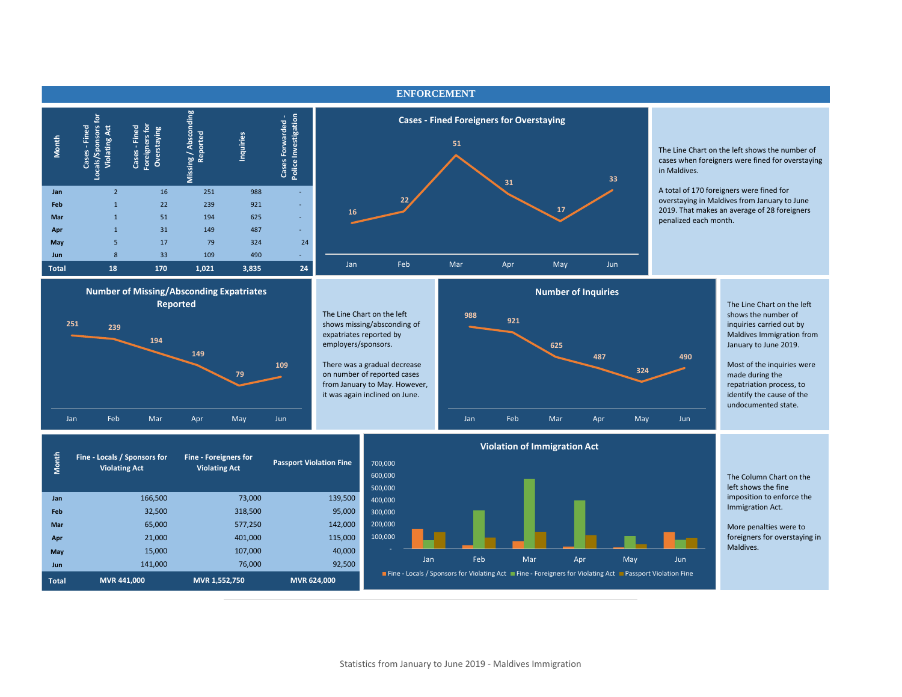# ENFORCEMENT

| Month | Cases - Fined Locals/Sponsors for Violating Act | Cases - Fined Foreigners for Overstaying | Missing / Absconding Reported | Inquiries | Cases Forwarded - Police Investigation |
|---|---|---|---|---|---|
| Jan | 2 | 16 | 251 | 988 | - |
| Feb | 1 | 22 | 239 | 921 | - |
| Mar | 1 | 51 | 194 | 625 | - |
| Apr | 1 | 31 | 149 | 487 | - |
| May | 5 | 17 | 79 | 324 | 24 |
| Jun | 8 | 33 | 109 | 490 | - |
| **Total** | **18** | **170** | **1,021** | **3,835** | **24** |

## Cases - Fined Foreigners for Overstaying

| Jan | Feb | Mar | Apr | May | Jun |
|---|---|---|---|---|---|
| 16 | 22 | 51 | 31 | 17 | 33 |

The Line Chart on the left shows the number of cases when foreigners were fined for overstaying in Maldives.

A total of 170 foreigners were fined for overstaying in Maldives from January to June 2019. That makes an average of 28 foreigners penalized each month.

## Number of Missing/Absconding Expatriates Reported

| Jan | Feb | Mar | Apr | May | Jun |
|---|---|---|---|---|---|
| 251 | 239 | 194 | 149 | 79 | 109 |

The Line Chart on the left shows missing/absconding of expatriates reported by employers/sponsors.

There was a gradual decrease on number of reported cases from January to May. However, it was again inclined on June.

## Number of Inquiries

| Jan | Feb | Mar | Apr | May | Jun |
|---|---|---|---|---|---|
| 988 | 921 | 625 | 487 | 324 | 490 |

The Line Chart on the left shows the number of inquiries carried out by Maldives Immigration from January to June 2019.

Most of the inquiries were made during the repatriation process, to identify the cause of the undocumented state.

| Month | Fine - Locals / Sponsors for Violating Act | Fine - Foreigners for Violating Act | Passport Violation Fine |
|---|---|---|---|
| Jan | 166,500 | 73,000 | 139,500 |
| Feb | 32,500 | 318,500 | 95,000 |
| Mar | 65,000 | 577,250 | 142,000 |
| Apr | 21,000 | 401,000 | 115,000 |
| May | 15,000 | 107,000 | 40,000 |
| Jun | 141,000 | 76,000 | 92,500 |
| **Total** | **MVR 441,000** | **MVR 1,552,750** | **MVR 624,000** |

## Violation of Immigration Act

Legend: Fine - Locals / Sponsors for Violating Act; Fine - Foreigners for Violating Act; Passport Violation Fine

The Column Chart on the left shows the fine imposition to enforce the Immigration Act.

More penalties were to foreigners for overstaying in Maldives.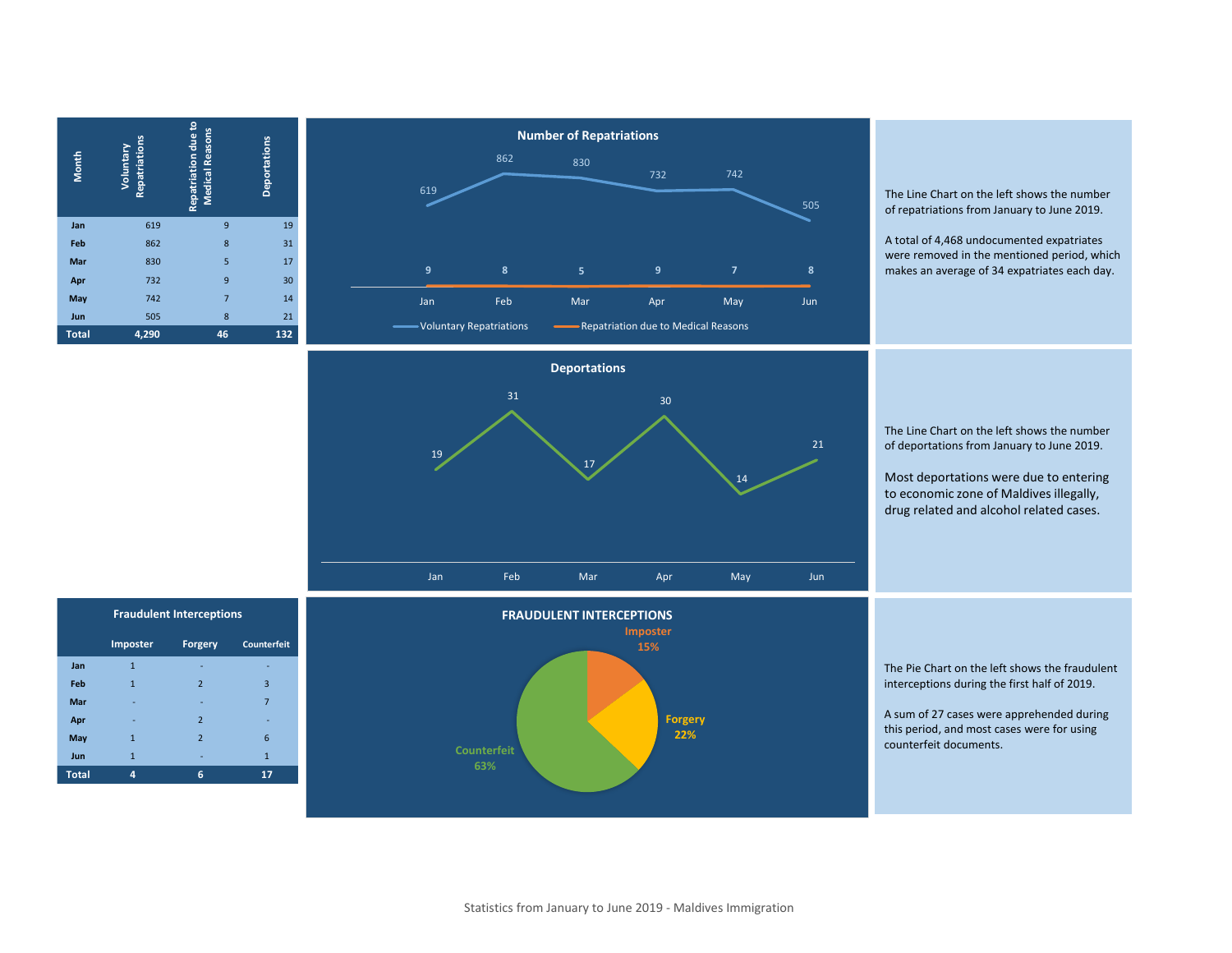| Month | Voluntary Repatriations | Repatriation due to Medical Reasons | Deportations |
|---|---|---|---|
| Jan | 619 | 9 | 19 |
| Feb | 862 | 8 | 31 |
| Mar | 830 | 5 | 17 |
| Apr | 732 | 9 | 30 |
| May | 742 | 7 | 14 |
| Jun | 505 | 8 | 21 |
| **Total** | **4,290** | **46** | **132** |

**Number of Repatriations**

619
862
830
732
742
505
9
8
5
9
7
8
Jan
Feb
Mar
Apr
May
Jun
Voluntary Repatriations
Repatriation due to Medical Reasons

The Line Chart on the left shows the number of repatriations from January to June 2019.

A total of 4,468 undocumented expatriates were removed in the mentioned period, which makes an average of 34 expatriates each day.

**Deportations**

19
31
17
30
14
21
Jan
Feb
Mar
Apr
May
Jun

The Line Chart on the left shows the number of deportations from January to June 2019.

Most deportations were due to entering to economic zone of Maldives illegally, drug related and alcohol related cases.

**Fraudulent Interceptions**

| | Imposter | Forgery | Counterfeit |
|---|---|---|---|
| Jan | 1 | - | - |
| Feb | 1 | 2 | 3 |
| Mar | - | - | 7 |
| Apr | - | 2 | - |
| May | 1 | 2 | 6 |
| Jun | 1 | - | 1 |
| **Total** | **4** | **6** | **17** |

**FRAUDULENT INTERCEPTIONS**

Imposter
15%
Forgery
22%
Counterfeit
63%

The Pie Chart on the left shows the fraudulent interceptions during the first half of 2019.

A sum of 27 cases were apprehended during this period, and most cases were for using counterfeit documents.

Statistics from January to June 2019 - Maldives Immigration